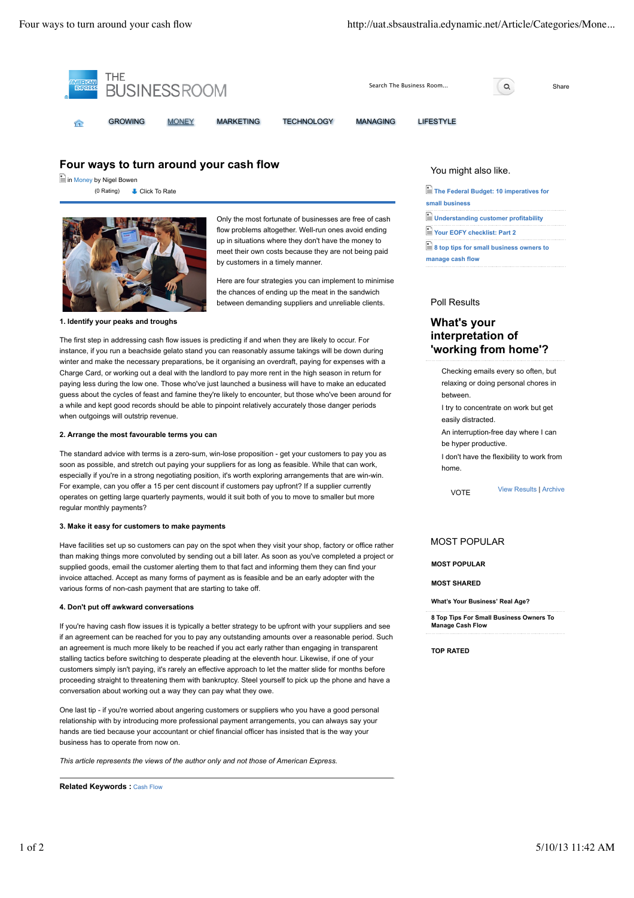# Four ways to turn around your cash flow

in Money by Nigel Bowen

(0 Rating) Click To Rate

Only the most fortunate of businesses are free of cash flow problems altogether. Well-run ones avoid ending up in situations where they don't have the money to meet their own costs because they are not being paid by customers in a timely manner.

Here are four strategies you can implement to minimise the chances of ending up the meat in the sandwich between demanding suppliers and unreliable clients.

**1. Identify your peaks and troughs**

The first step in addressing cash flow issues is predicting if and when they are likely to occur. For instance, if you run a beachside gelato stand you can reasonably assume takings will be down during winter and make the necessary preparations, be it organising an overdraft, paying for expenses with a Charge Card, or working out a deal with the landlord to pay more rent in the high season in return for paying less during the low one. Those who've just launched a business will have to make an educated guess about the cycles of feast and famine they're likely to encounter, but those who've been around for a while and kept good records should be able to pinpoint relatively accurately those danger periods when outgoings will outstrip revenue.

**2. Arrange the most favourable terms you can**

The standard advice with terms is a zero-sum, win-lose proposition - get your customers to pay you as soon as possible, and stretch out paying your suppliers for as long as feasible. While that can work, especially if you're in a strong negotiating position, it's worth exploring arrangements that are win-win. For example, can you offer a 15 per cent discount if customers pay upfront? If a supplier currently operates on getting large quarterly payments, would it suit both of you to move to smaller but more regular monthly payments?

**3. Make it easy for customers to make payments**

Have facilities set up so customers can pay on the spot when they visit your shop, factory or office rather than making things more convoluted by sending out a bill later. As soon as you've completed a project or supplied goods, email the customer alerting them to that fact and informing them they can find your invoice attached. Accept as many forms of payment as is feasible and be an early adopter with the various forms of non-cash payment that are starting to take off.

**4. Don't put off awkward conversations**

If you're having cash flow issues it is typically a better strategy to be upfront with your suppliers and see if an agreement can be reached for you to pay any outstanding amounts over a reasonable period. Such an agreement is much more likely to be reached if you act early rather than engaging in transparent stalling tactics before switching to desperate pleading at the eleventh hour. Likewise, if one of your customers simply isn't paying, it's rarely an effective approach to let the matter slide for months before proceeding straight to threatening them with bankruptcy. Steel yourself to pick up the phone and have a conversation about working out a way they can pay what they owe.

One last tip - if you're worried about angering customers or suppliers who you have a good personal relationship with by introducing more professional payment arrangements, you can always say your hands are tied because your accountant or chief financial officer has insisted that is the way your business has to operate from now on.

*This article represents the views of the author only and not those of American Express.*

**Related Keywords :** Cash Flow

## You might also like.

- The Federal Budget: 10 imperatives for small business
- Understanding customer profitability
- Your EOFY checklist: Part 2
- 8 top tips for small business owners to manage cash flow

## Poll Results

### What's your interpretation of 'working from home'?

- Checking emails every so often, but relaxing or doing personal chores in between.
- I try to concentrate on work but get easily distracted.
- An interruption-free day where I can be hyper productive.
- I don't have the flexibility to work from home.

VOTE View Results | Archive

## MOST POPULAR

**MOST POPULAR**

**MOST SHARED**

- What's Your Business' Real Age?
- 8 Top Tips For Small Business Owners To Manage Cash Flow

**TOP RATED**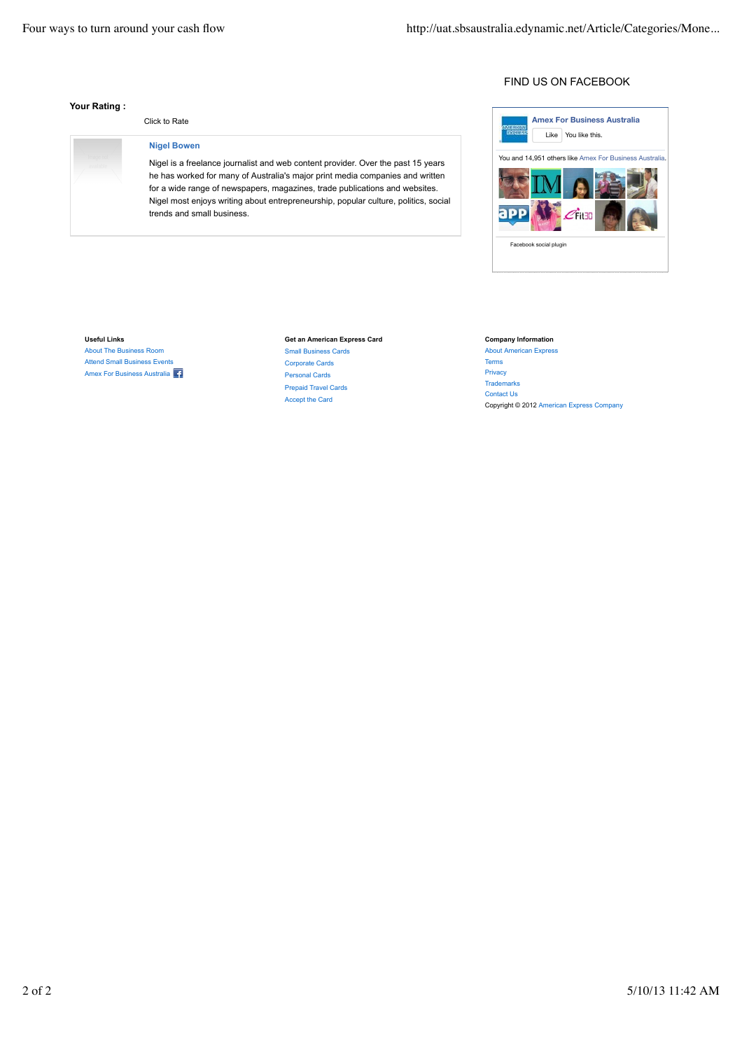**Your Rating :**

Click to Rate

### Nigel Bowen

Nigel is a freelance journalist and web content provider. Over the past 15 years he has worked for many of Australia's major print media companies and written for a wide range of newspapers, magazines, trade publications and websites. Nigel most enjoys writing about entrepreneurship, popular culture, politics, social trends and small business.

## FIND US ON FACEBOOK

**Amex For Business Australia**

Like You like this.

You and 14,951 others like Amex For Business Australia.

Facebook social plugin

**Useful Links**

- About The Business Room
- Attend Small Business Events
- Amex For Business Australia

**Get an American Express Card**

- Small Business Cards
- Corporate Cards
- Personal Cards
- Prepaid Travel Cards
- Accept the Card

**Company Information**

- About American Express
- Terms
- Privacy
- Trademarks
- Contact Us

Copyright © 2012 American Express Company